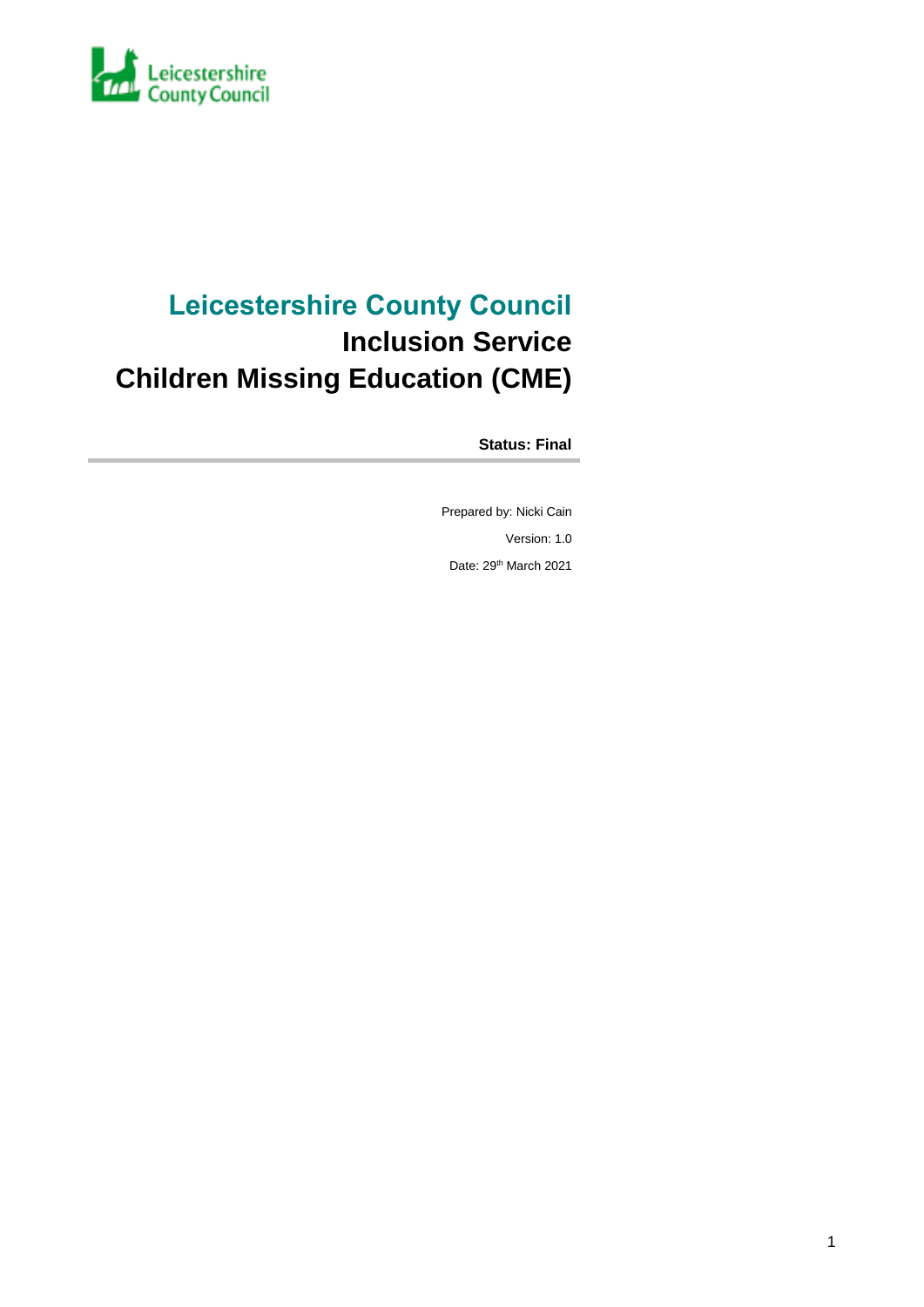Leicestershire County Council

# Leicestershire County Council

## Inclusion Service

## Children Missing Education (CME)

**Status: Final**

Prepared by: Nicki Cain

Version: 1.0

Date: 29th March 2021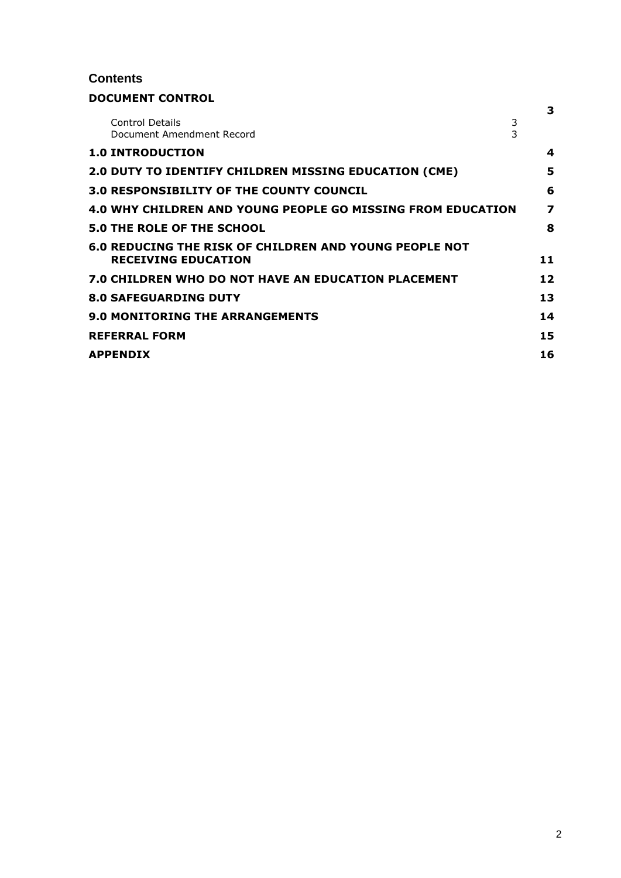# Contents

**DOCUMENT CONTROL** **3**

- Control Details 3
- Document Amendment Record 3

**1.0 INTRODUCTION** **4**

**2.0 DUTY TO IDENTIFY CHILDREN MISSING EDUCATION (CME)** **5**

**3.0 RESPONSIBILITY OF THE COUNTY COUNCIL** **6**

**4.0 WHY CHILDREN AND YOUNG PEOPLE GO MISSING FROM EDUCATION** **7**

**5.0 THE ROLE OF THE SCHOOL** **8**

**6.0 REDUCING THE RISK OF CHILDREN AND YOUNG PEOPLE NOT RECEIVING EDUCATION** **11**

**7.0 CHILDREN WHO DO NOT HAVE AN EDUCATION PLACEMENT** **12**

**8.0 SAFEGUARDING DUTY** **13**

**9.0 MONITORING THE ARRANGEMENTS** **14**

**REFERRAL FORM** **15**

**APPENDIX** **16**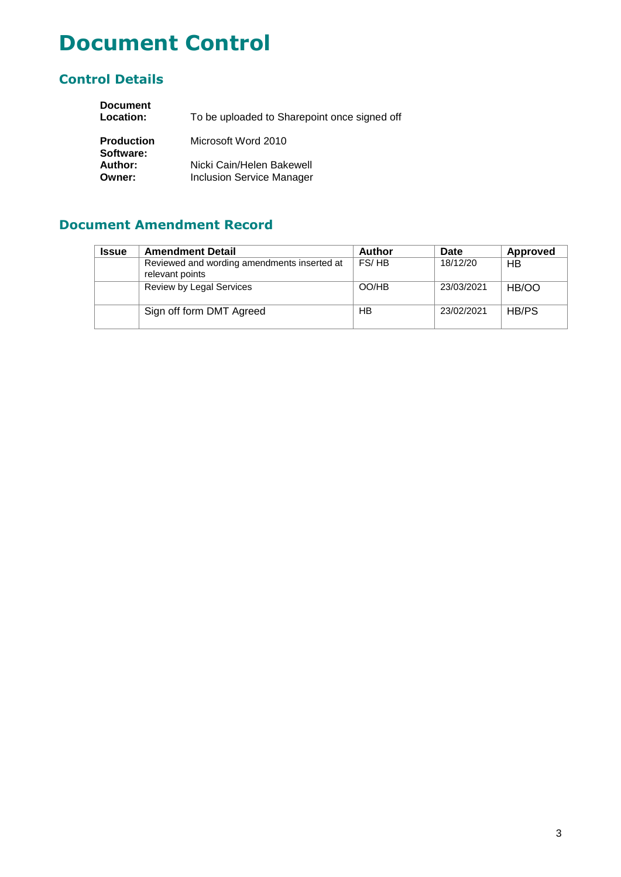# Document Control

## Control Details

| | |
|---|---|
| **Document Location:** | To be uploaded to Sharepoint once signed off |
| **Production Software:** | Microsoft Word 2010 |
| **Author:** | Nicki Cain/Helen Bakewell |
| **Owner:** | Inclusion Service Manager |

## Document Amendment Record

| Issue | Amendment Detail | Author | Date | Approved |
|---|---|---|---|---|
| | Reviewed and wording amendments inserted at relevant points | FS/ HB | 18/12/20 | HB |
| | Review by Legal Services | OO/HB | 23/03/2021 | HB/OO |
| | Sign off form DMT Agreed | HB | 23/02/2021 | HB/PS |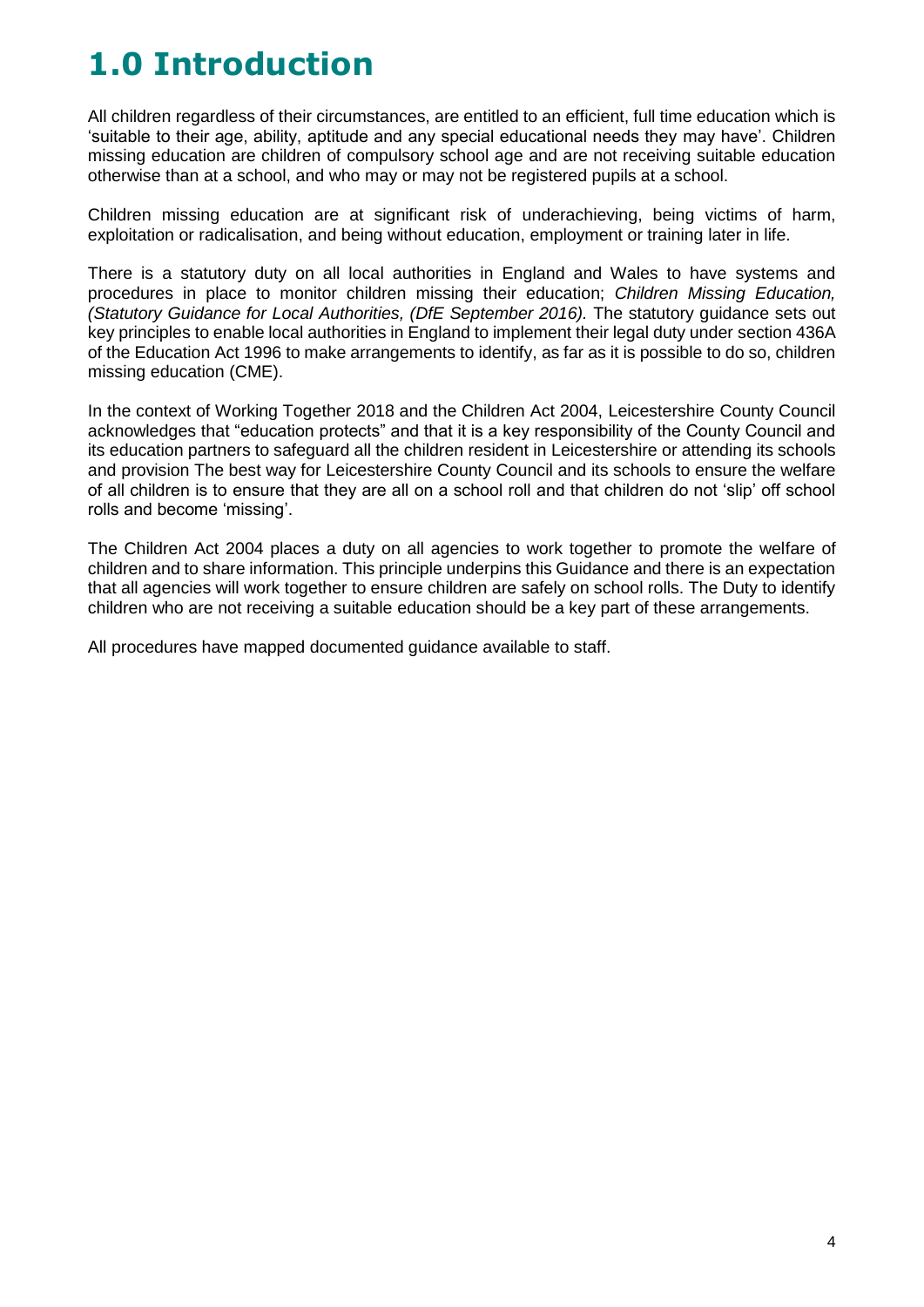# 1.0 Introduction

All children regardless of their circumstances, are entitled to an efficient, full time education which is 'suitable to their age, ability, aptitude and any special educational needs they may have'. Children missing education are children of compulsory school age and are not receiving suitable education otherwise than at a school, and who may or may not be registered pupils at a school.

Children missing education are at significant risk of underachieving, being victims of harm, exploitation or radicalisation, and being without education, employment or training later in life.

There is a statutory duty on all local authorities in England and Wales to have systems and procedures in place to monitor children missing their education; *Children Missing Education, (Statutory Guidance for Local Authorities, (DfE September 2016).* The statutory guidance sets out key principles to enable local authorities in England to implement their legal duty under section 436A of the Education Act 1996 to make arrangements to identify, as far as it is possible to do so, children missing education (CME).

In the context of Working Together 2018 and the Children Act 2004, Leicestershire County Council acknowledges that "education protects" and that it is a key responsibility of the County Council and its education partners to safeguard all the children resident in Leicestershire or attending its schools and provision The best way for Leicestershire County Council and its schools to ensure the welfare of all children is to ensure that they are all on a school roll and that children do not 'slip' off school rolls and become 'missing'.

The Children Act 2004 places a duty on all agencies to work together to promote the welfare of children and to share information. This principle underpins this Guidance and there is an expectation that all agencies will work together to ensure children are safely on school rolls. The Duty to identify children who are not receiving a suitable education should be a key part of these arrangements.

All procedures have mapped documented guidance available to staff.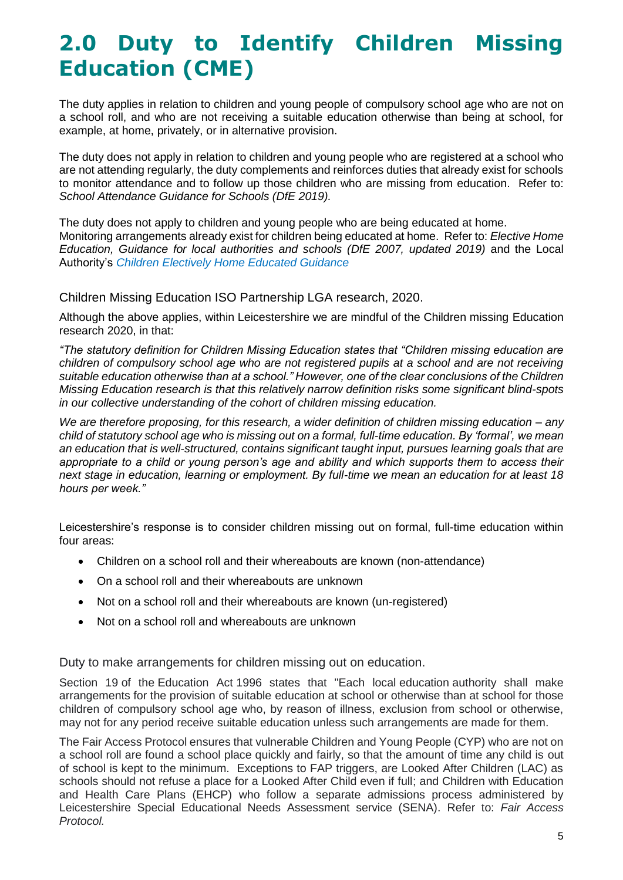# 2.0 Duty to Identify Children Missing Education (CME)

The duty applies in relation to children and young people of compulsory school age who are not on a school roll, and who are not receiving a suitable education otherwise than being at school, for example, at home, privately, or in alternative provision.

The duty does not apply in relation to children and young people who are registered at a school who are not attending regularly, the duty complements and reinforces duties that already exist for schools to monitor attendance and to follow up those children who are missing from education. Refer to: *School Attendance Guidance for Schools (DfE 2019).*

The duty does not apply to children and young people who are being educated at home.
Monitoring arrangements already exist for children being educated at home. Refer to: *Elective Home Education, Guidance for local authorities and schools (DfE 2007, updated 2019)* and the Local Authority's *Children Electively Home Educated Guidance*

### Children Missing Education ISO Partnership LGA research, 2020.

Although the above applies, within Leicestershire we are mindful of the Children missing Education research 2020, in that:

*"The statutory definition for Children Missing Education states that "Children missing education are children of compulsory school age who are not registered pupils at a school and are not receiving suitable education otherwise than at a school." However, one of the clear conclusions of the Children Missing Education research is that this relatively narrow definition risks some significant blind-spots in our collective understanding of the cohort of children missing education.*

*We are therefore proposing, for this research, a wider definition of children missing education – any child of statutory school age who is missing out on a formal, full-time education. By 'formal', we mean an education that is well-structured, contains significant taught input, pursues learning goals that are appropriate to a child or young person's age and ability and which supports them to access their next stage in education, learning or employment. By full-time we mean an education for at least 18 hours per week."*

Leicestershire's response is to consider children missing out on formal, full-time education within four areas:

- Children on a school roll and their whereabouts are known (non-attendance)
- On a school roll and their whereabouts are unknown
- Not on a school roll and their whereabouts are known (un-registered)
- Not on a school roll and whereabouts are unknown

### Duty to make arrangements for children missing out on education.

Section 19 of the Education Act 1996 states that "Each local education authority shall make arrangements for the provision of suitable education at school or otherwise than at school for those children of compulsory school age who, by reason of illness, exclusion from school or otherwise, may not for any period receive suitable education unless such arrangements are made for them.

The Fair Access Protocol ensures that vulnerable Children and Young People (CYP) who are not on a school roll are found a school place quickly and fairly, so that the amount of time any child is out of school is kept to the minimum. Exceptions to FAP triggers, are Looked After Children (LAC) as schools should not refuse a place for a Looked After Child even if full; and Children with Education and Health Care Plans (EHCP) who follow a separate admissions process administered by Leicestershire Special Educational Needs Assessment service (SENA). Refer to: *Fair Access Protocol.*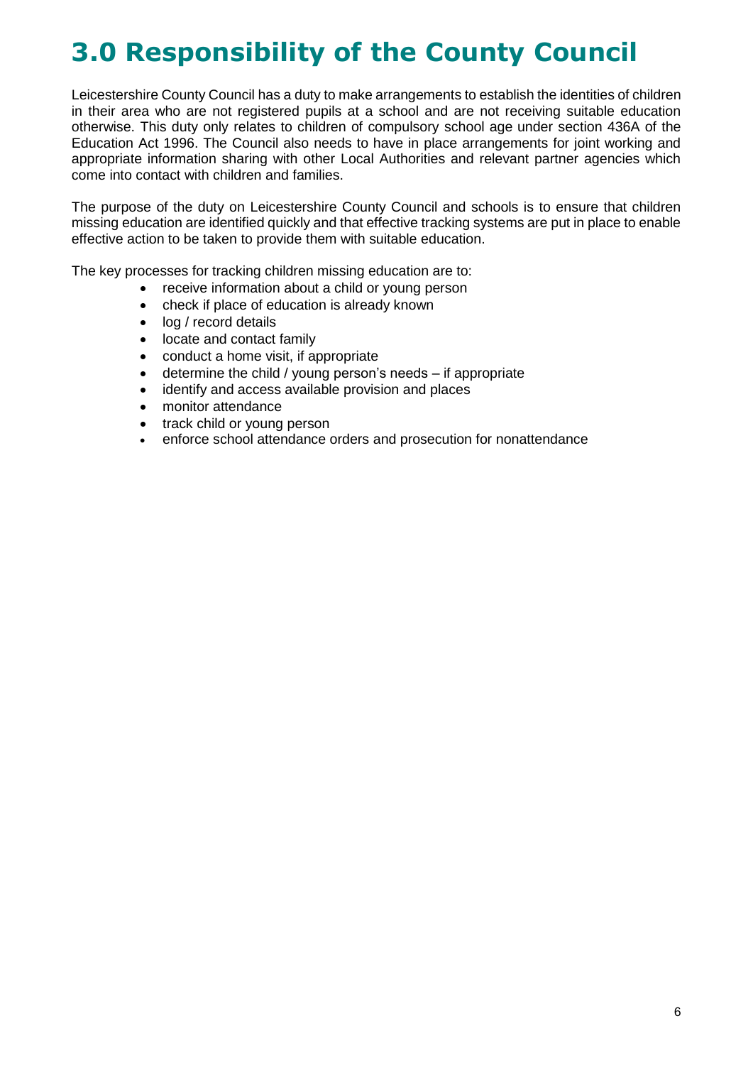# 3.0 Responsibility of the County Council

Leicestershire County Council has a duty to make arrangements to establish the identities of children in their area who are not registered pupils at a school and are not receiving suitable education otherwise. This duty only relates to children of compulsory school age under section 436A of the Education Act 1996. The Council also needs to have in place arrangements for joint working and appropriate information sharing with other Local Authorities and relevant partner agencies which come into contact with children and families.

The purpose of the duty on Leicestershire County Council and schools is to ensure that children missing education are identified quickly and that effective tracking systems are put in place to enable effective action to be taken to provide them with suitable education.

The key processes for tracking children missing education are to:

- receive information about a child or young person
- check if place of education is already known
- log / record details
- locate and contact family
- conduct a home visit, if appropriate
- determine the child / young person's needs – if appropriate
- identify and access available provision and places
- monitor attendance
- track child or young person
- enforce school attendance orders and prosecution for nonattendance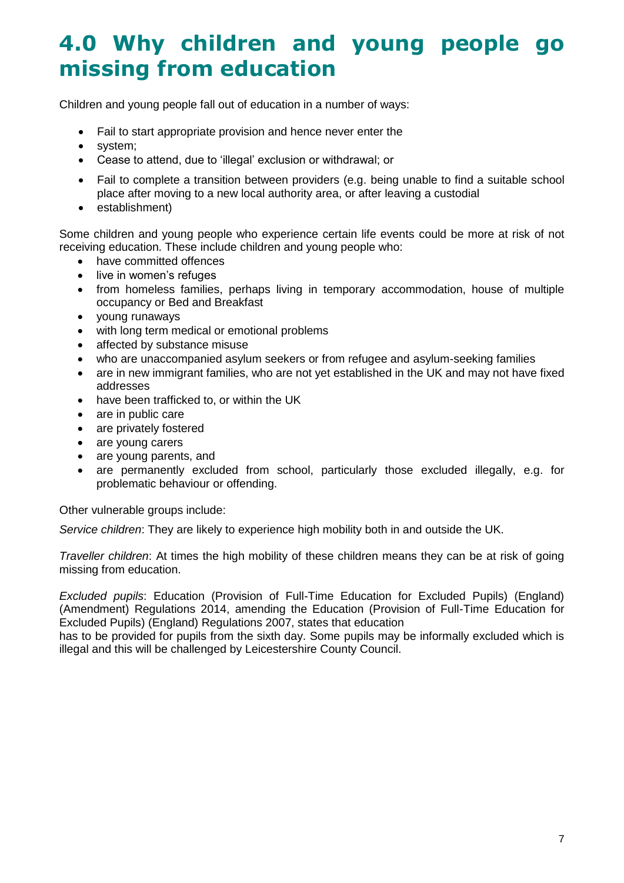# 4.0 Why children and young people go missing from education

Children and young people fall out of education in a number of ways:

- Fail to start appropriate provision and hence never enter the
- system;
- Cease to attend, due to 'illegal' exclusion or withdrawal; or
- Fail to complete a transition between providers (e.g. being unable to find a suitable school place after moving to a new local authority area, or after leaving a custodial
- establishment)

Some children and young people who experience certain life events could be more at risk of not receiving education. These include children and young people who:

- have committed offences
- live in women's refuges
- from homeless families, perhaps living in temporary accommodation, house of multiple occupancy or Bed and Breakfast
- young runaways
- with long term medical or emotional problems
- affected by substance misuse
- who are unaccompanied asylum seekers or from refugee and asylum-seeking families
- are in new immigrant families, who are not yet established in the UK and may not have fixed addresses
- have been trafficked to, or within the UK
- are in public care
- are privately fostered
- are young carers
- are young parents, and
- are permanently excluded from school, particularly those excluded illegally, e.g. for problematic behaviour or offending.

Other vulnerable groups include:

*Service children*: They are likely to experience high mobility both in and outside the UK.

*Traveller children*: At times the high mobility of these children means they can be at risk of going missing from education.

*Excluded pupils*: Education (Provision of Full-Time Education for Excluded Pupils) (England) (Amendment) Regulations 2014, amending the Education (Provision of Full-Time Education for Excluded Pupils) (England) Regulations 2007, states that education
has to be provided for pupils from the sixth day. Some pupils may be informally excluded which is illegal and this will be challenged by Leicestershire County Council.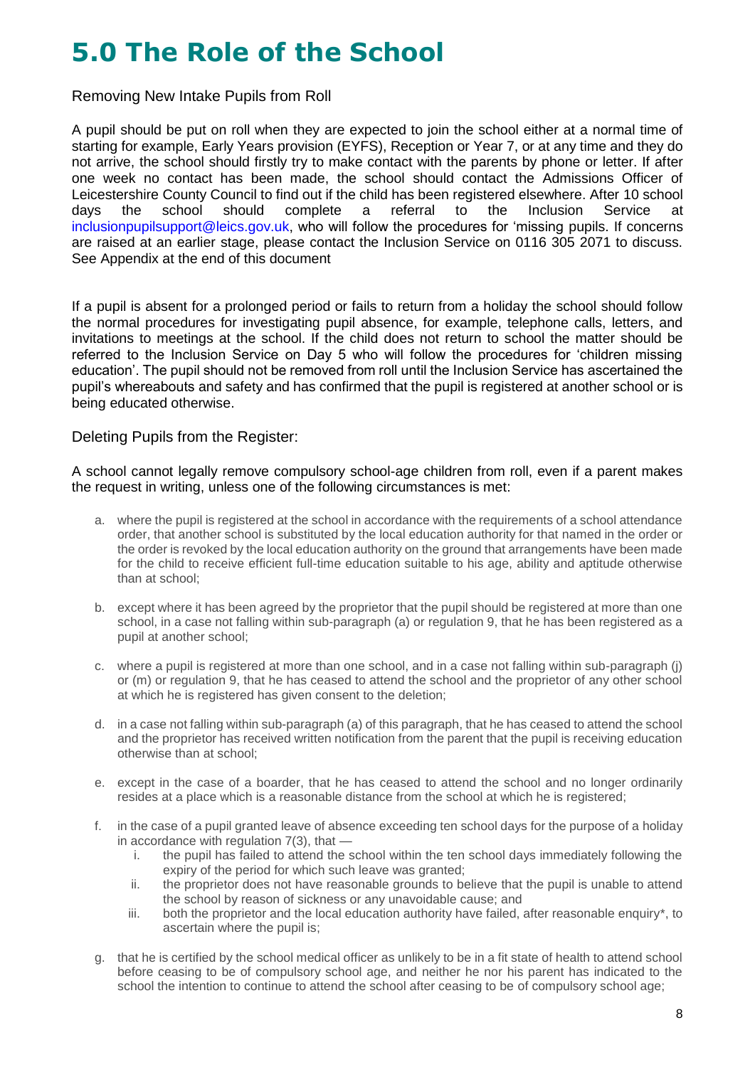# 5.0 The Role of the School

## Removing New Intake Pupils from Roll

A pupil should be put on roll when they are expected to join the school either at a normal time of starting for example, Early Years provision (EYFS), Reception or Year 7, or at any time and they do not arrive, the school should firstly try to make contact with the parents by phone or letter. If after one week no contact has been made, the school should contact the Admissions Officer of Leicestershire County Council to find out if the child has been registered elsewhere. After 10 school days the school should complete a referral to the Inclusion Service at inclusionpupilsupport@leics.gov.uk, who will follow the procedures for 'missing pupils. If concerns are raised at an earlier stage, please contact the Inclusion Service on 0116 305 2071 to discuss. See Appendix at the end of this document

If a pupil is absent for a prolonged period or fails to return from a holiday the school should follow the normal procedures for investigating pupil absence, for example, telephone calls, letters, and invitations to meetings at the school. If the child does not return to school the matter should be referred to the Inclusion Service on Day 5 who will follow the procedures for 'children missing education'. The pupil should not be removed from roll until the Inclusion Service has ascertained the pupil's whereabouts and safety and has confirmed that the pupil is registered at another school or is being educated otherwise.

## Deleting Pupils from the Register:

A school cannot legally remove compulsory school-age children from roll, even if a parent makes the request in writing, unless one of the following circumstances is met:

a. where the pupil is registered at the school in accordance with the requirements of a school attendance order, that another school is substituted by the local education authority for that named in the order or the order is revoked by the local education authority on the ground that arrangements have been made for the child to receive efficient full-time education suitable to his age, ability and aptitude otherwise than at school;

b. except where it has been agreed by the proprietor that the pupil should be registered at more than one school, in a case not falling within sub-paragraph (a) or regulation 9, that he has been registered as a pupil at another school;

c. where a pupil is registered at more than one school, and in a case not falling within sub-paragraph (j) or (m) or regulation 9, that he has ceased to attend the school and the proprietor of any other school at which he is registered has given consent to the deletion;

d. in a case not falling within sub-paragraph (a) of this paragraph, that he has ceased to attend the school and the proprietor has received written notification from the parent that the pupil is receiving education otherwise than at school;

e. except in the case of a boarder, that he has ceased to attend the school and no longer ordinarily resides at a place which is a reasonable distance from the school at which he is registered;

f. in the case of a pupil granted leave of absence exceeding ten school days for the purpose of a holiday in accordance with regulation 7(3), that —
    i. the pupil has failed to attend the school within the ten school days immediately following the expiry of the period for which such leave was granted;
    ii. the proprietor does not have reasonable grounds to believe that the pupil is unable to attend the school by reason of sickness or any unavoidable cause; and
    iii. both the proprietor and the local education authority have failed, after reasonable enquiry*, to ascertain where the pupil is;

g. that he is certified by the school medical officer as unlikely to be in a fit state of health to attend school before ceasing to be of compulsory school age, and neither he nor his parent has indicated to the school the intention to continue to attend the school after ceasing to be of compulsory school age;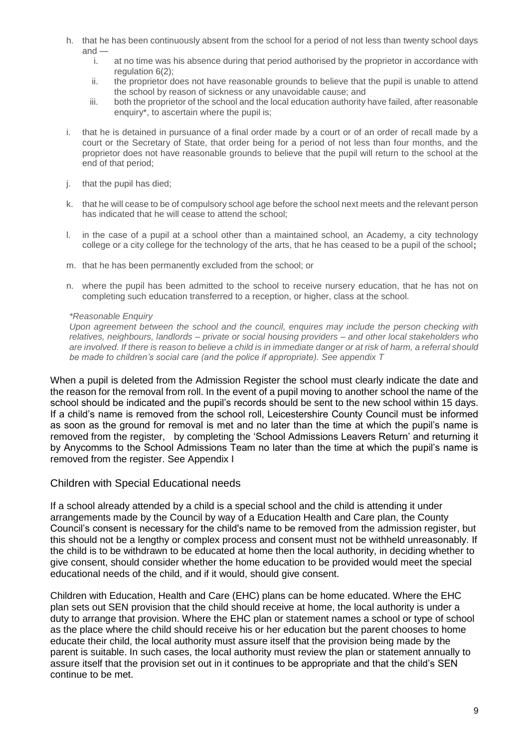h. that he has been continuously absent from the school for a period of not less than twenty school days and —
   i. at no time was his absence during that period authorised by the proprietor in accordance with regulation 6(2);
   ii. the proprietor does not have reasonable grounds to believe that the pupil is unable to attend the school by reason of sickness or any unavoidable cause; and
   iii. both the proprietor of the school and the local education authority have failed, after reasonable enquiry*, to ascertain where the pupil is;

i. that he is detained in pursuance of a final order made by a court or of an order of recall made by a court or the Secretary of State, that order being for a period of not less than four months, and the proprietor does not have reasonable grounds to believe that the pupil will return to the school at the end of that period;

j. that the pupil has died;

k. that he will cease to be of compulsory school age before the school next meets and the relevant person has indicated that he will cease to attend the school;

l. in the case of a pupil at a school other than a maintained school, an Academy, a city technology college or a city college for the technology of the arts, that he has ceased to be a pupil of the school;

m. that he has been permanently excluded from the school; or

n. where the pupil has been admitted to the school to receive nursery education, that he has not on completing such education transferred to a reception, or higher, class at the school.

*\*Reasonable Enquiry*
*Upon agreement between the school and the council, enquires may include the person checking with relatives, neighbours, landlords – private or social housing providers – and other local stakeholders who are involved. If there is reason to believe a child is in immediate danger or at risk of harm, a referral should be made to children's social care (and the police if appropriate). See appendix T*

When a pupil is deleted from the Admission Register the school must clearly indicate the date and the reason for the removal from roll. In the event of a pupil moving to another school the name of the school should be indicated and the pupil's records should be sent to the new school within 15 days. If a child's name is removed from the school roll, Leicestershire County Council must be informed as soon as the ground for removal is met and no later than the time at which the pupil's name is removed from the register, by completing the 'School Admissions Leavers Return' and returning it by Anycomms to the School Admissions Team no later than the time at which the pupil's name is removed from the register. See Appendix I

## Children with Special Educational needs

If a school already attended by a child is a special school and the child is attending it under arrangements made by the Council by way of a Education Health and Care plan, the County Council's consent is necessary for the child's name to be removed from the admission register, but this should not be a lengthy or complex process and consent must not be withheld unreasonably. If the child is to be withdrawn to be educated at home then the local authority, in deciding whether to give consent, should consider whether the home education to be provided would meet the special educational needs of the child, and if it would, should give consent.

Children with Education, Health and Care (EHC) plans can be home educated. Where the EHC plan sets out SEN provision that the child should receive at home, the local authority is under a duty to arrange that provision. Where the EHC plan or statement names a school or type of school as the place where the child should receive his or her education but the parent chooses to home educate their child, the local authority must assure itself that the provision being made by the parent is suitable. In such cases, the local authority must review the plan or statement annually to assure itself that the provision set out in it continues to be appropriate and that the child's SEN continue to be met.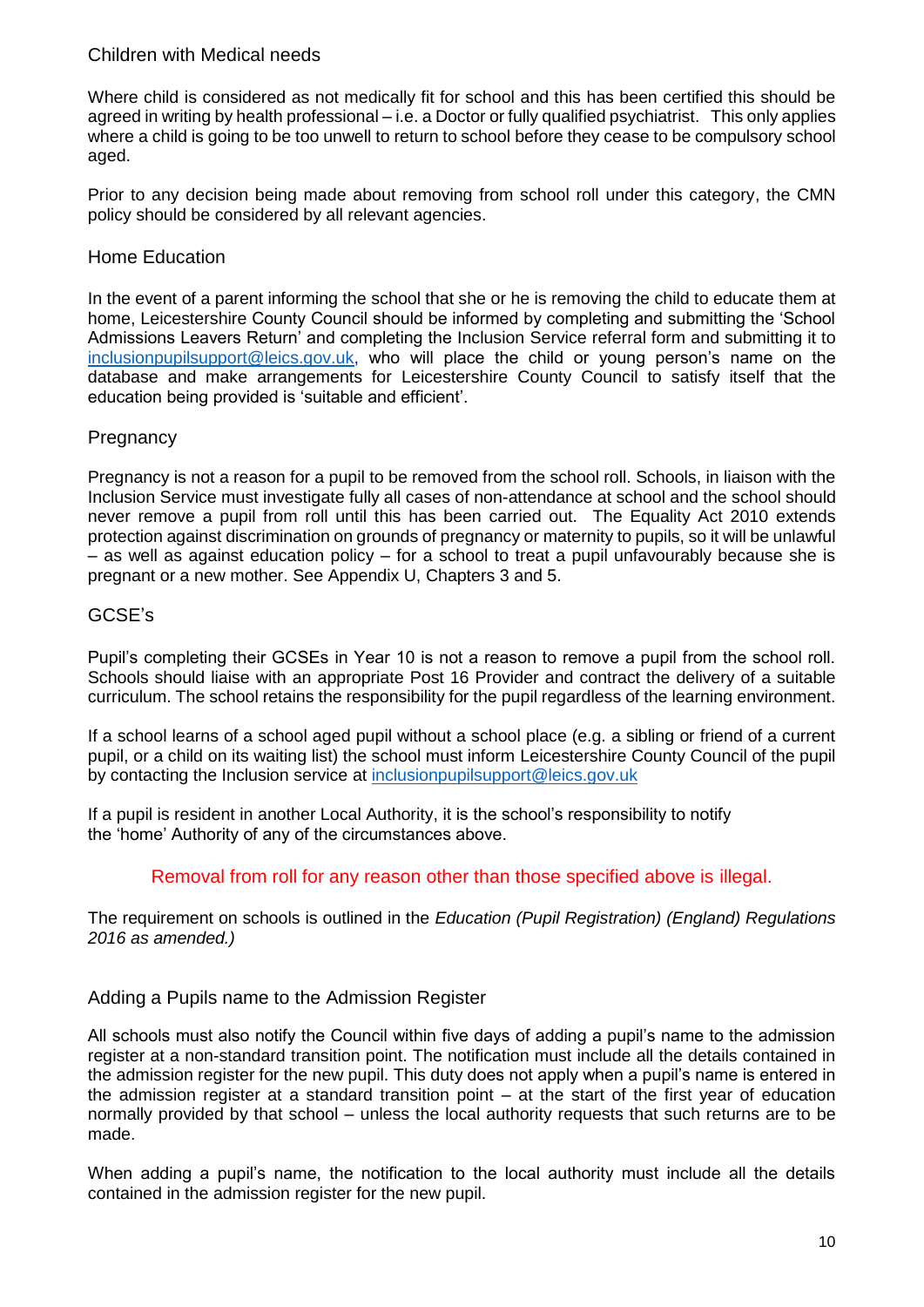## Children with Medical needs

Where child is considered as not medically fit for school and this has been certified this should be agreed in writing by health professional – i.e. a Doctor or fully qualified psychiatrist. This only applies where a child is going to be too unwell to return to school before they cease to be compulsory school aged.

Prior to any decision being made about removing from school roll under this category, the CMN policy should be considered by all relevant agencies.

## Home Education

In the event of a parent informing the school that she or he is removing the child to educate them at home, Leicestershire County Council should be informed by completing and submitting the 'School Admissions Leavers Return' and completing the Inclusion Service referral form and submitting it to inclusionpupilsupport@leics.gov.uk, who will place the child or young person's name on the database and make arrangements for Leicestershire County Council to satisfy itself that the education being provided is 'suitable and efficient'.

## Pregnancy

Pregnancy is not a reason for a pupil to be removed from the school roll. Schools, in liaison with the Inclusion Service must investigate fully all cases of non-attendance at school and the school should never remove a pupil from roll until this has been carried out. The Equality Act 2010 extends protection against discrimination on grounds of pregnancy or maternity to pupils, so it will be unlawful – as well as against education policy – for a school to treat a pupil unfavourably because she is pregnant or a new mother. See Appendix U, Chapters 3 and 5.

## GCSE's

Pupil's completing their GCSEs in Year 10 is not a reason to remove a pupil from the school roll. Schools should liaise with an appropriate Post 16 Provider and contract the delivery of a suitable curriculum. The school retains the responsibility for the pupil regardless of the learning environment.

If a school learns of a school aged pupil without a school place (e.g. a sibling or friend of a current pupil, or a child on its waiting list) the school must inform Leicestershire County Council of the pupil by contacting the Inclusion service at inclusionpupilsupport@leics.gov.uk

If a pupil is resident in another Local Authority, it is the school's responsibility to notify the 'home' Authority of any of the circumstances above.

Removal from roll for any reason other than those specified above is illegal.

The requirement on schools is outlined in the *Education (Pupil Registration) (England) Regulations 2016 as amended.)*

## Adding a Pupils name to the Admission Register

All schools must also notify the Council within five days of adding a pupil's name to the admission register at a non-standard transition point. The notification must include all the details contained in the admission register for the new pupil. This duty does not apply when a pupil's name is entered in the admission register at a standard transition point – at the start of the first year of education normally provided by that school – unless the local authority requests that such returns are to be made.

When adding a pupil's name, the notification to the local authority must include all the details contained in the admission register for the new pupil.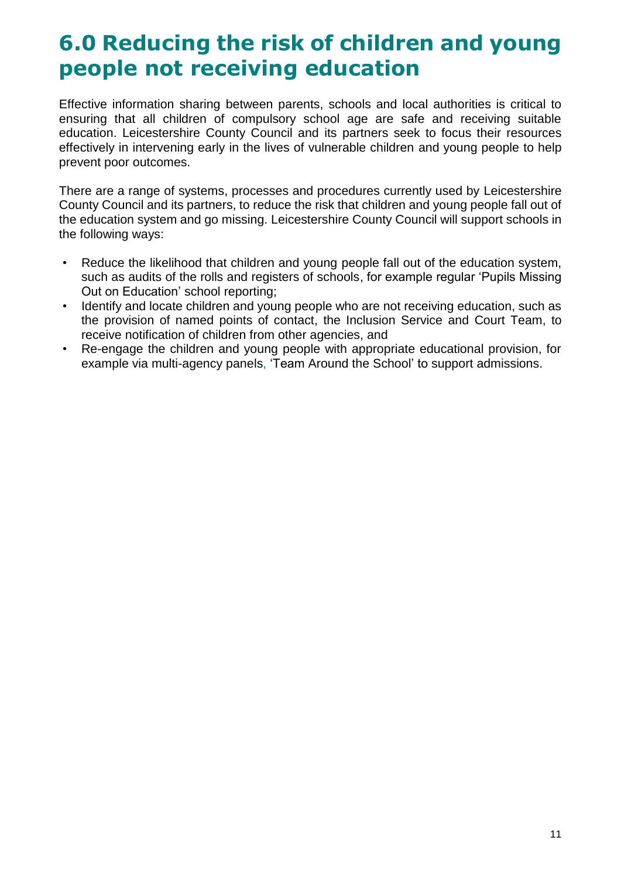# 6.0 Reducing the risk of children and young people not receiving education

Effective information sharing between parents, schools and local authorities is critical to ensuring that all children of compulsory school age are safe and receiving suitable education. Leicestershire County Council and its partners seek to focus their resources effectively in intervening early in the lives of vulnerable children and young people to help prevent poor outcomes.

There are a range of systems, processes and procedures currently used by Leicestershire County Council and its partners, to reduce the risk that children and young people fall out of the education system and go missing. Leicestershire County Council will support schools in the following ways:

- Reduce the likelihood that children and young people fall out of the education system, such as audits of the rolls and registers of schools, for example regular 'Pupils Missing Out on Education' school reporting;
- Identify and locate children and young people who are not receiving education, such as the provision of named points of contact, the Inclusion Service and Court Team, to receive notification of children from other agencies, and
- Re-engage the children and young people with appropriate educational provision, for example via multi-agency panels, 'Team Around the School' to support admissions.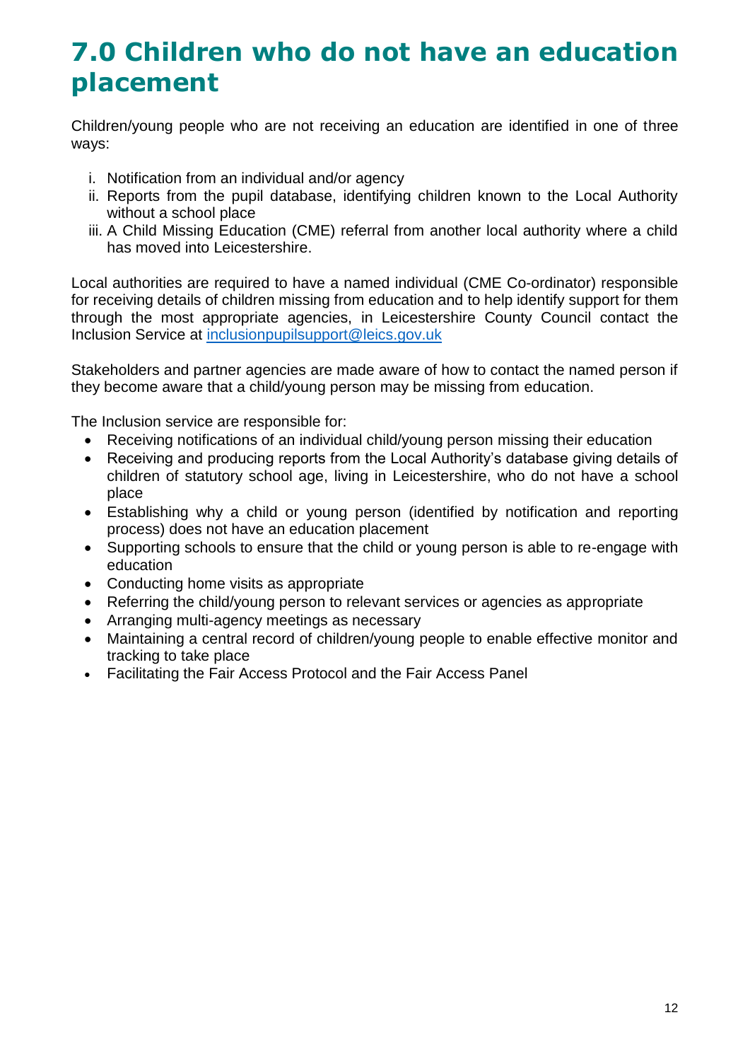# 7.0 Children who do not have an education placement

Children/young people who are not receiving an education are identified in one of three ways:

i. Notification from an individual and/or agency
ii. Reports from the pupil database, identifying children known to the Local Authority without a school place
iii. A Child Missing Education (CME) referral from another local authority where a child has moved into Leicestershire.

Local authorities are required to have a named individual (CME Co-ordinator) responsible for receiving details of children missing from education and to help identify support for them through the most appropriate agencies, in Leicestershire County Council contact the Inclusion Service at [inclusionpupilsupport@leics.gov.uk](mailto:inclusionpupilsupport@leics.gov.uk)

Stakeholders and partner agencies are made aware of how to contact the named person if they become aware that a child/young person may be missing from education.

The Inclusion service are responsible for:

- Receiving notifications of an individual child/young person missing their education
- Receiving and producing reports from the Local Authority's database giving details of children of statutory school age, living in Leicestershire, who do not have a school place
- Establishing why a child or young person (identified by notification and reporting process) does not have an education placement
- Supporting schools to ensure that the child or young person is able to re-engage with education
- Conducting home visits as appropriate
- Referring the child/young person to relevant services or agencies as appropriate
- Arranging multi-agency meetings as necessary
- Maintaining a central record of children/young people to enable effective monitor and tracking to take place
- Facilitating the Fair Access Protocol and the Fair Access Panel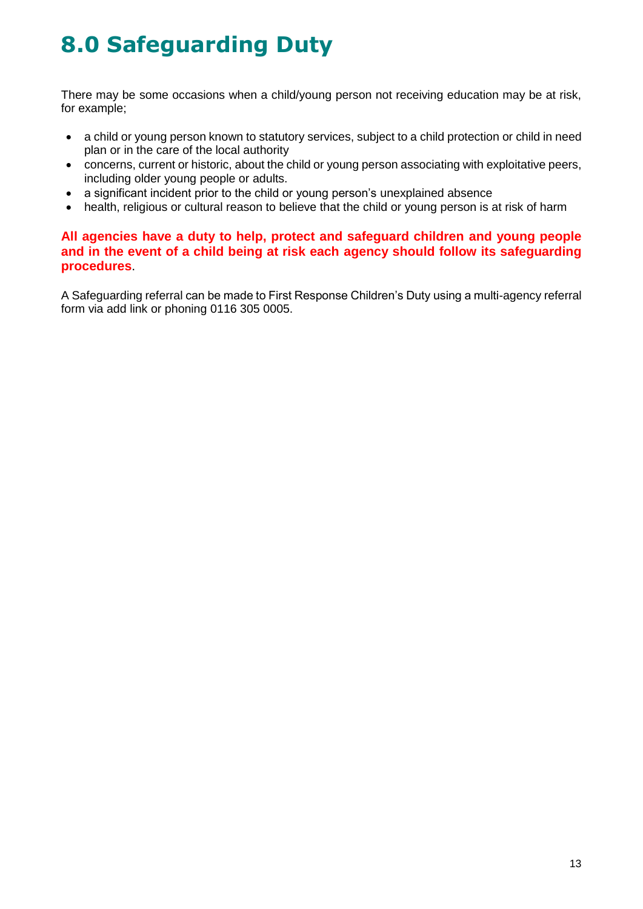# 8.0 Safeguarding Duty

There may be some occasions when a child/young person not receiving education may be at risk, for example;

- a child or young person known to statutory services, subject to a child protection or child in need plan or in the care of the local authority
- concerns, current or historic, about the child or young person associating with exploitative peers, including older young people or adults.
- a significant incident prior to the child or young person's unexplained absence
- health, religious or cultural reason to believe that the child or young person is at risk of harm

**All agencies have a duty to help, protect and safeguard children and young people and in the event of a child being at risk each agency should follow its safeguarding procedures**.

A Safeguarding referral can be made to First Response Children's Duty using a multi-agency referral form via add link or phoning 0116 305 0005.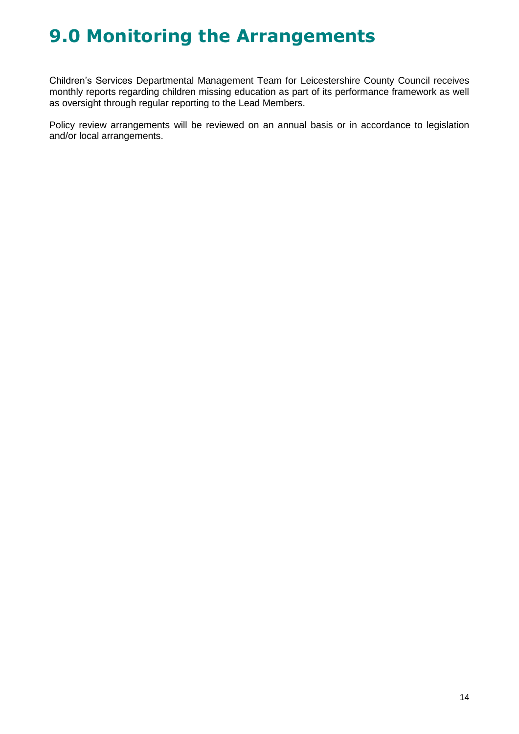# 9.0 Monitoring the Arrangements

Children's Services Departmental Management Team for Leicestershire County Council receives monthly reports regarding children missing education as part of its performance framework as well as oversight through regular reporting to the Lead Members.

Policy review arrangements will be reviewed on an annual basis or in accordance to legislation and/or local arrangements.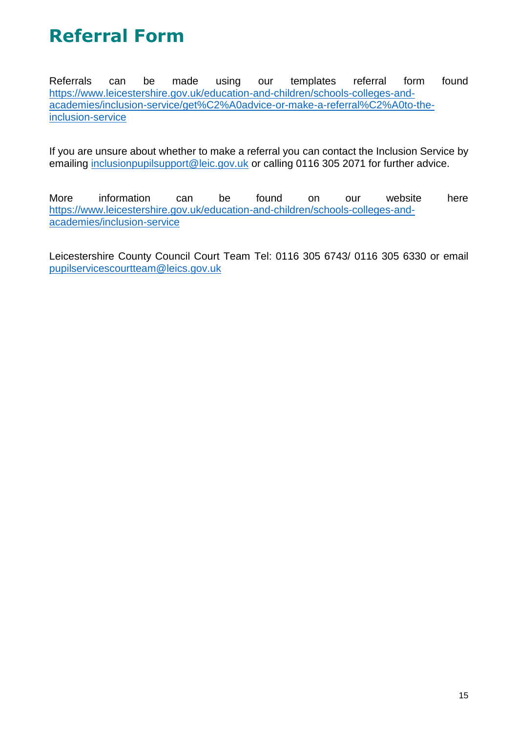# Referral Form

Referrals can be made using our templates referral form found https://www.leicestershire.gov.uk/education-and-children/schools-colleges-and-academies/inclusion-service/get%C2%A0advice-or-make-a-referral%C2%A0to-the-inclusion-service

If you are unsure about whether to make a referral you can contact the Inclusion Service by emailing inclusionpupilsupport@leic.gov.uk or calling 0116 305 2071 for further advice.

More information can be found on our website here https://www.leicestershire.gov.uk/education-and-children/schools-colleges-and-academies/inclusion-service

Leicestershire County Council Court Team Tel: 0116 305 6743/ 0116 305 6330 or email pupilservicescourtteam@leics.gov.uk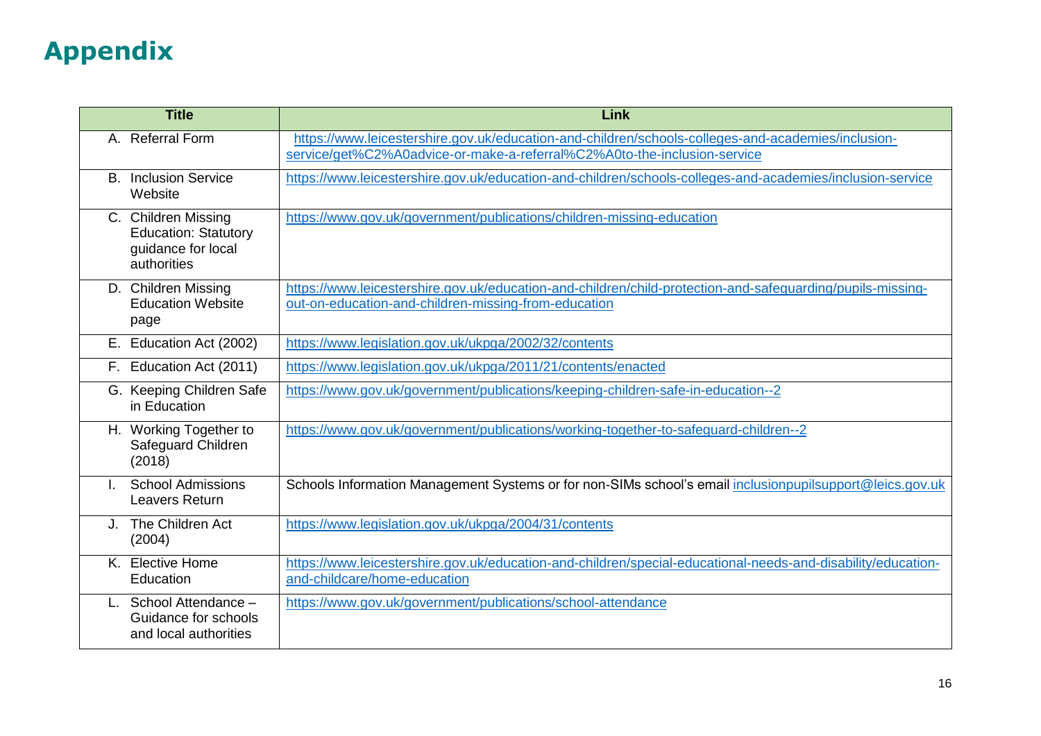# Appendix

| Title | Link |
|---|---|
| A. Referral Form | https://www.leicestershire.gov.uk/education-and-children/schools-colleges-and-academies/inclusion-service/get%C2%A0advice-or-make-a-referral%C2%A0to-the-inclusion-service |
| B. Inclusion Service Website | https://www.leicestershire.gov.uk/education-and-children/schools-colleges-and-academies/inclusion-service |
| C. Children Missing Education: Statutory guidance for local authorities | https://www.gov.uk/government/publications/children-missing-education |
| D. Children Missing Education Website page | https://www.leicestershire.gov.uk/education-and-children/child-protection-and-safeguarding/pupils-missing-out-on-education-and-children-missing-from-education |
| E. Education Act (2002) | https://www.legislation.gov.uk/ukpga/2002/32/contents |
| F. Education Act (2011) | https://www.legislation.gov.uk/ukpga/2011/21/contents/enacted |
| G. Keeping Children Safe in Education | https://www.gov.uk/government/publications/keeping-children-safe-in-education--2 |
| H. Working Together to Safeguard Children (2018) | https://www.gov.uk/government/publications/working-together-to-safeguard-children--2 |
| I. School Admissions Leavers Return | Schools Information Management Systems or for non-SIMs school's email inclusionpupilsupport@leics.gov.uk |
| J. The Children Act (2004) | https://www.legislation.gov.uk/ukpga/2004/31/contents |
| K. Elective Home Education | https://www.leicestershire.gov.uk/education-and-children/special-educational-needs-and-disability/education-and-childcare/home-education |
| L. School Attendance – Guidance for schools and local authorities | https://www.gov.uk/government/publications/school-attendance |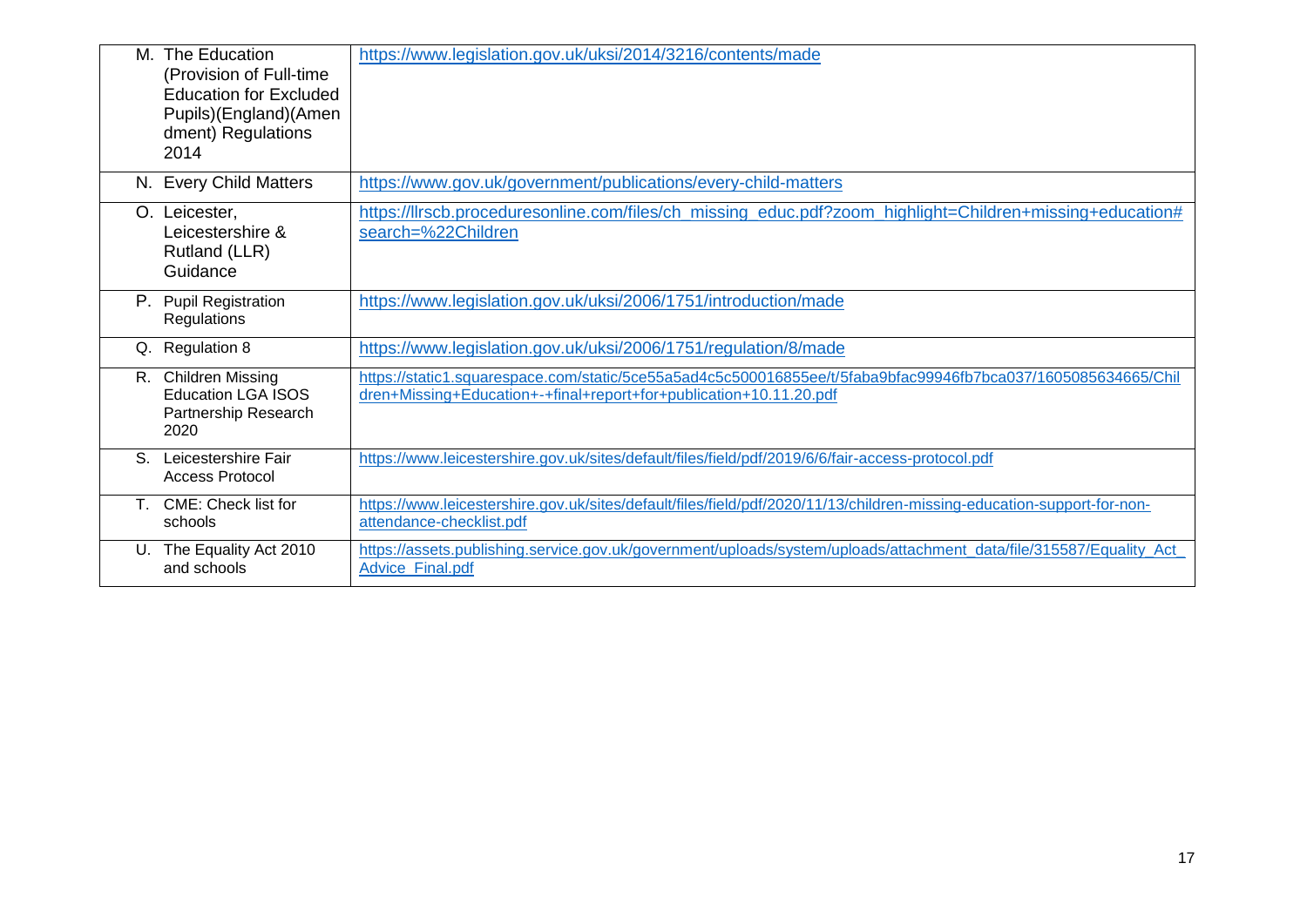| | |
|---|---|
| M. The Education (Provision of Full-time Education for Excluded Pupils)(England)(Amendment) Regulations 2014 | https://www.legislation.gov.uk/uksi/2014/3216/contents/made |
| N. Every Child Matters | https://www.gov.uk/government/publications/every-child-matters |
| O. Leicester, Leicestershire & Rutland (LLR) Guidance | https://llrscb.proceduresonline.com/files/ch_missing_educ.pdf?zoom_highlight=Children+missing+education#search=%22Children |
| P. Pupil Registration Regulations | https://www.legislation.gov.uk/uksi/2006/1751/introduction/made |
| Q. Regulation 8 | https://www.legislation.gov.uk/uksi/2006/1751/regulation/8/made |
| R. Children Missing Education LGA ISOS Partnership Research 2020 | https://static1.squarespace.com/static/5ce55a5ad4c5c500016855ee/t/5faba9bfac99946fb7bca037/1605085634665/Children+Missing+Education+-+final+report+for+publication+10.11.20.pdf |
| S. Leicestershire Fair Access Protocol | https://www.leicestershire.gov.uk/sites/default/files/field/pdf/2019/6/6/fair-access-protocol.pdf |
| T. CME: Check list for schools | https://www.leicestershire.gov.uk/sites/default/files/field/pdf/2020/11/13/children-missing-education-support-for-non-attendance-checklist.pdf |
| U. The Equality Act 2010 and schools | https://assets.publishing.service.gov.uk/government/uploads/system/uploads/attachment_data/file/315587/Equality_Act_Advice_Final.pdf |